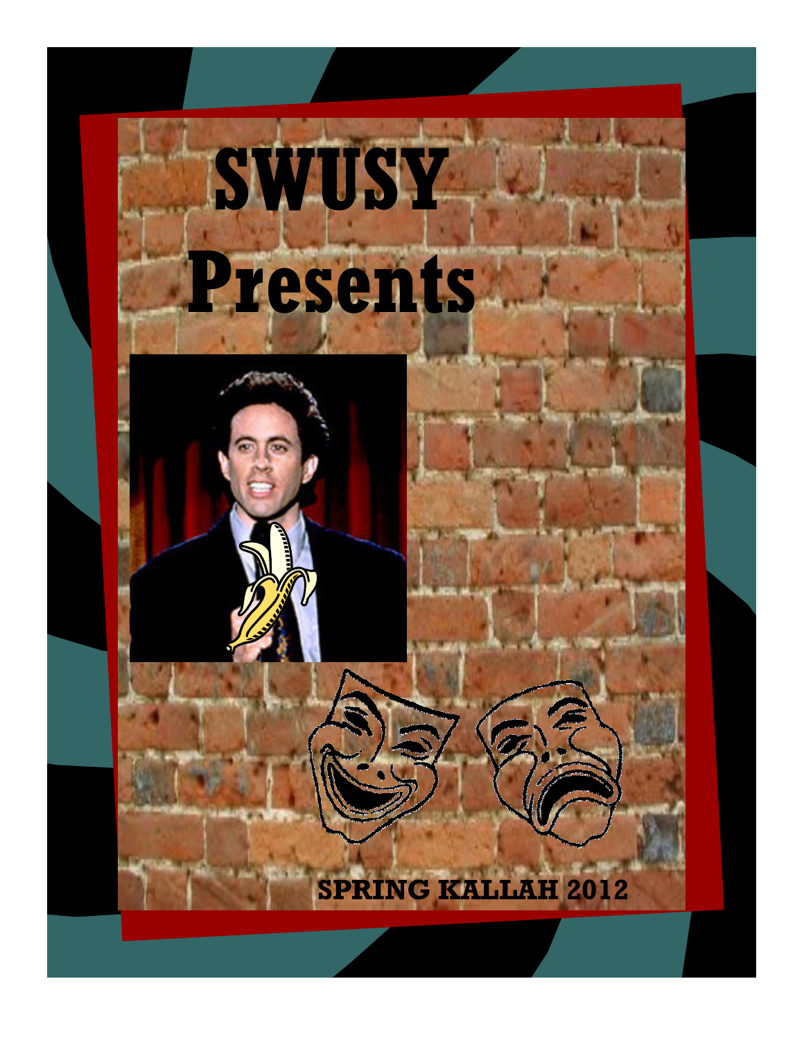# SWUSY Presents

**SPRING KALLAH 2012**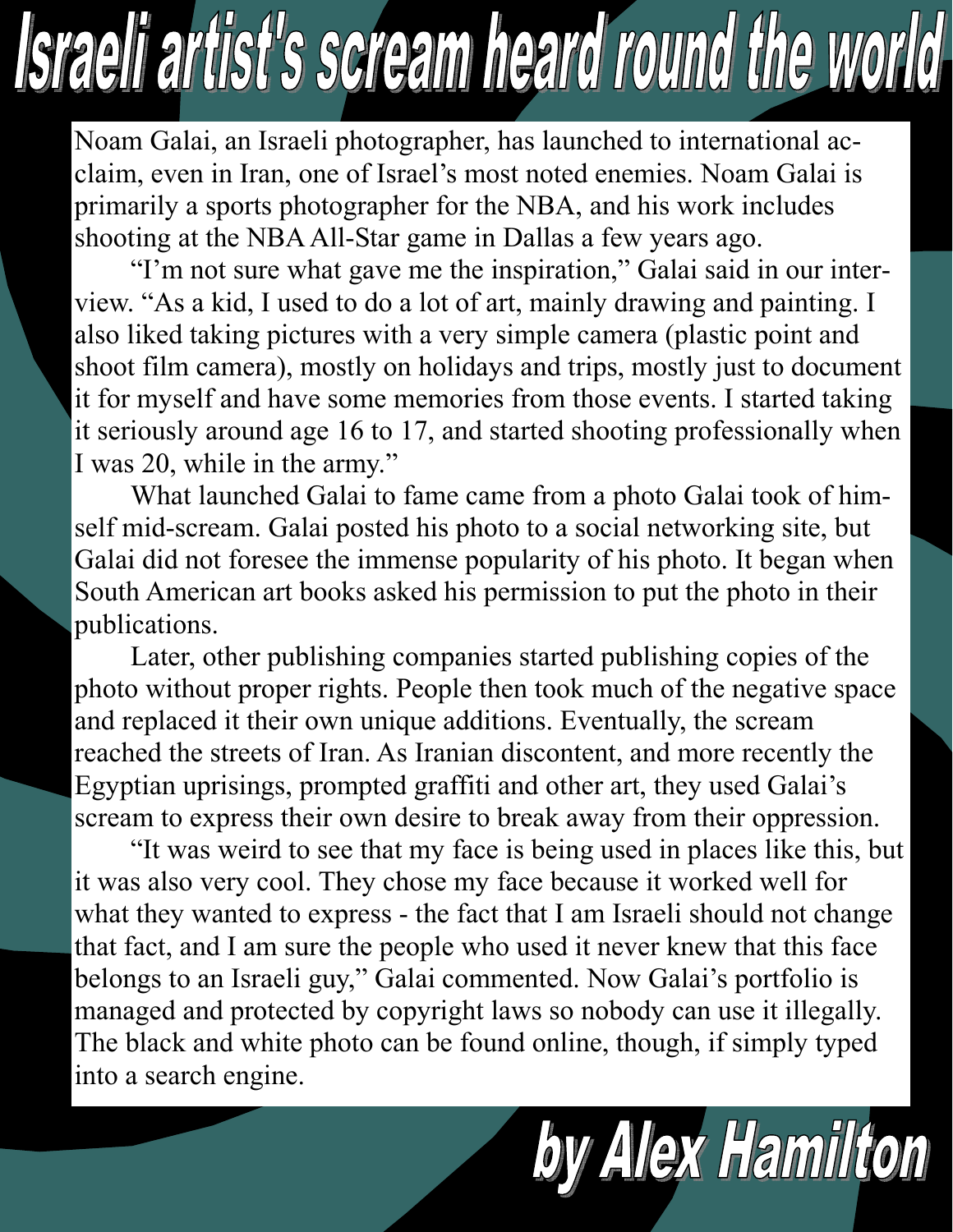# Israeli artist's scream heard round the world

Noam Galai, an Israeli photographer, has launched to international acclaim, even in Iran, one of Israel's most noted enemies. Noam Galai is primarily a sports photographer for the NBA, and his work includes shooting at the NBA All-Star game in Dallas a few years ago.

"I'm not sure what gave me the inspiration," Galai said in our interview. "As a kid, I used to do a lot of art, mainly drawing and painting. I also liked taking pictures with a very simple camera (plastic point and shoot film camera), mostly on holidays and trips, mostly just to document it for myself and have some memories from those events. I started taking it seriously around age 16 to 17, and started shooting professionally when I was 20, while in the army."

What launched Galai to fame came from a photo Galai took of himself mid-scream. Galai posted his photo to a social networking site, but Galai did not foresee the immense popularity of his photo. It began when South American art books asked his permission to put the photo in their publications.

Later, other publishing companies started publishing copies of the photo without proper rights. People then took much of the negative space and replaced it their own unique additions. Eventually, the scream reached the streets of Iran. As Iranian discontent, and more recently the Egyptian uprisings, prompted graffiti and other art, they used Galai's scream to express their own desire to break away from their oppression.

"It was weird to see that my face is being used in places like this, but it was also very cool. They chose my face because it worked well for what they wanted to express - the fact that I am Israeli should not change that fact, and I am sure the people who used it never knew that this face belongs to an Israeli guy," Galai commented. Now Galai's portfolio is managed and protected by copyright laws so nobody can use it illegally. The black and white photo can be found online, though, if simply typed into a search engine.

**by Alex Hamilton**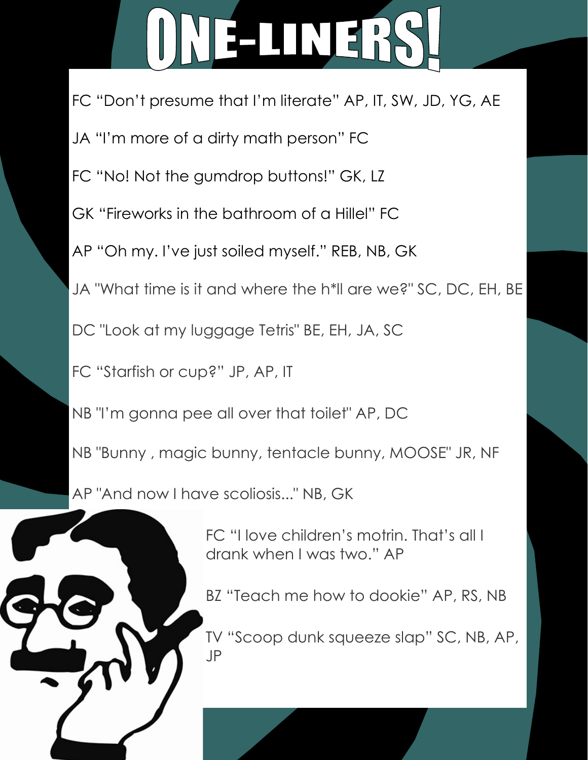# ONE-LINERS!

FC “Don’t presume that I’m literate” AP, IT, SW, JD, YG, AE

JA “I’m more of a dirty math person” FC

FC “No! Not the gumdrop buttons!” GK, LZ

GK “Fireworks in the bathroom of a Hillel” FC

AP “Oh my. I’ve just soiled myself.” REB, NB, GK

JA "What time is it and where the h*ll are we?" SC, DC, EH, BE

DC "Look at my luggage Tetris" BE, EH, JA, SC

FC “Starfish or cup?” JP, AP, IT

NB "I’m gonna pee all over that toilet" AP, DC

NB "Bunny , magic bunny, tentacle bunny, MOOSE" JR, NF

AP "And now I have scoliosis..." NB, GK

FC “I love children’s motrin. That’s all I drank when I was two.” AP

BZ “Teach me how to dookie” AP, RS, NB

TV “Scoop dunk squeeze slap” SC, NB, AP, JP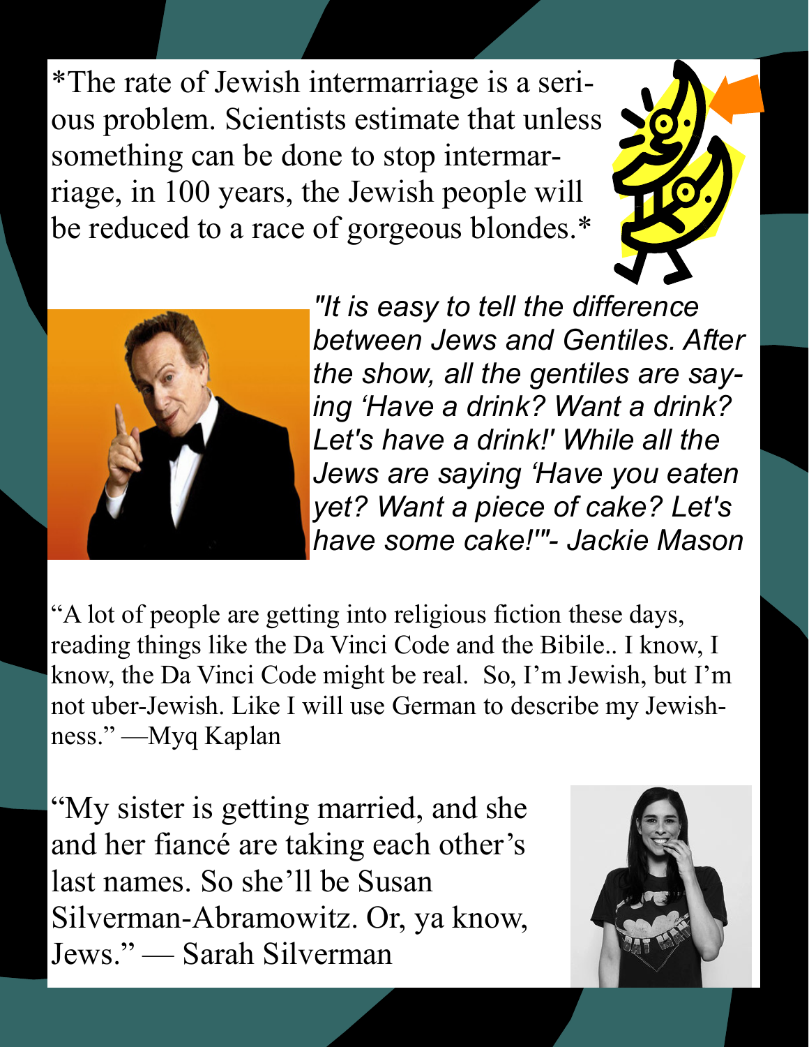*The rate of Jewish intermarriage is a serious problem. Scientists estimate that unless something can be done to stop intermarriage, in 100 years, the Jewish people will be reduced to a race of gorgeous blondes.*

*"It is easy to tell the difference between Jews and Gentiles. After the show, all the gentiles are saying 'Have a drink? Want a drink? Let's have a drink!' While all the Jews are saying 'Have you eaten yet? Want a piece of cake? Let's have some cake!'"- Jackie Mason*

"A lot of people are getting into religious fiction these days, reading things like the Da Vinci Code and the Bibile.. I know, I know, the Da Vinci Code might be real. So, I'm Jewish, but I'm not uber-Jewish. Like I will use German to describe my Jewishness." —Myq Kaplan

"My sister is getting married, and she and her fiancé are taking each other's last names. So she'll be Susan Silverman-Abramowitz. Or, ya know, Jews." — Sarah Silverman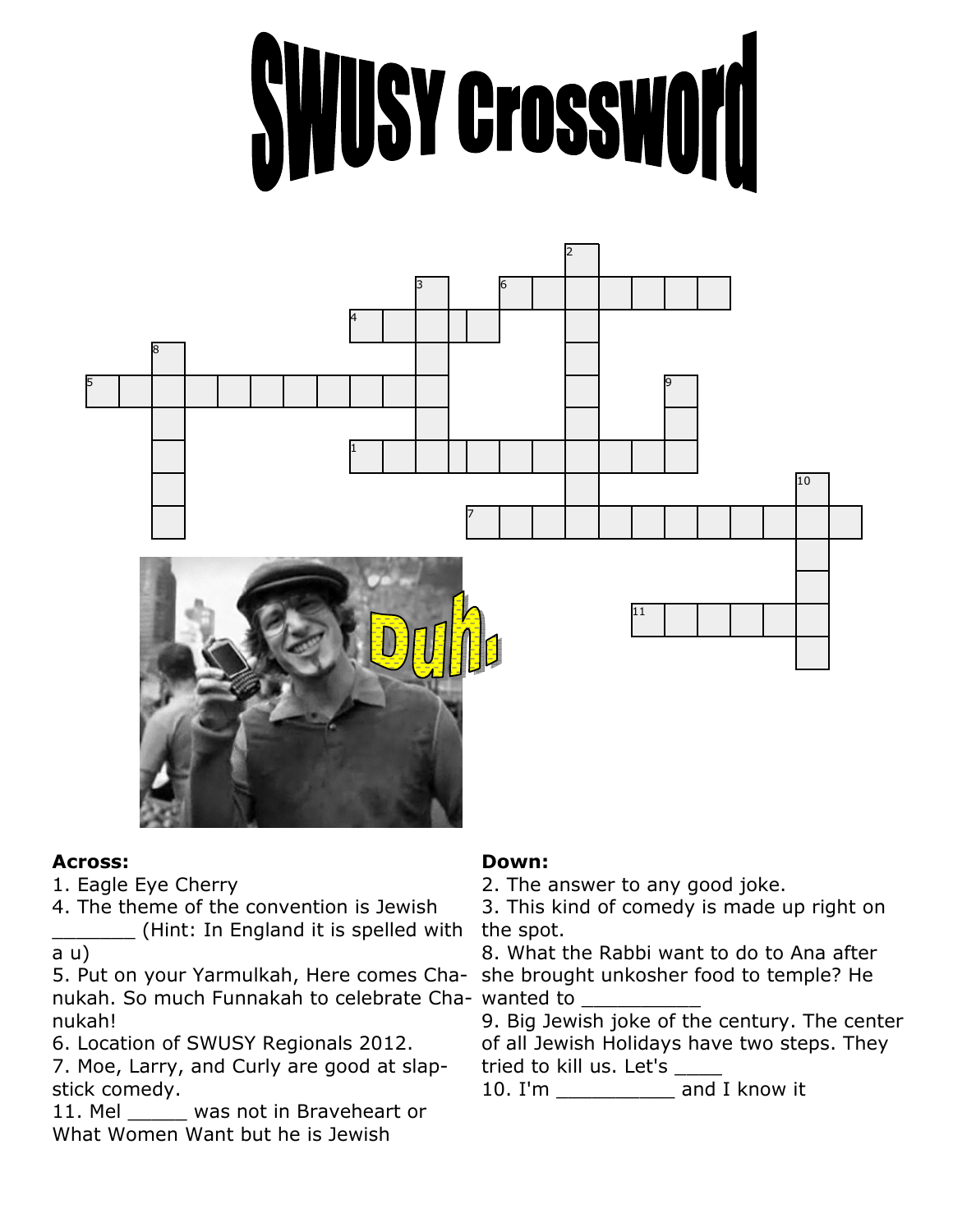# SWUSY Crossword

**Across:**

1. Eagle Eye Cherry
4. The theme of the convention is Jewish _______ (Hint: In England it is spelled with a u)
5. Put on your Yarmulkah, Here comes Chanukah. So much Funnakah to celebrate Chanukah!
6. Location of SWUSY Regionals 2012.
7. Moe, Larry, and Curly are good at slapstick comedy.
11. Mel _____ was not in Braveheart or What Women Want but he is Jewish

**Down:**

2. The answer to any good joke.
3. This kind of comedy is made up right on the spot.
8. What the Rabbi want to do to Ana after she brought unkosher food to temple? He wanted to __________
9. Big Jewish joke of the century. The center of all Jewish Holidays have two steps. They tried to kill us. Let's ____
10. I'm __________ and I know it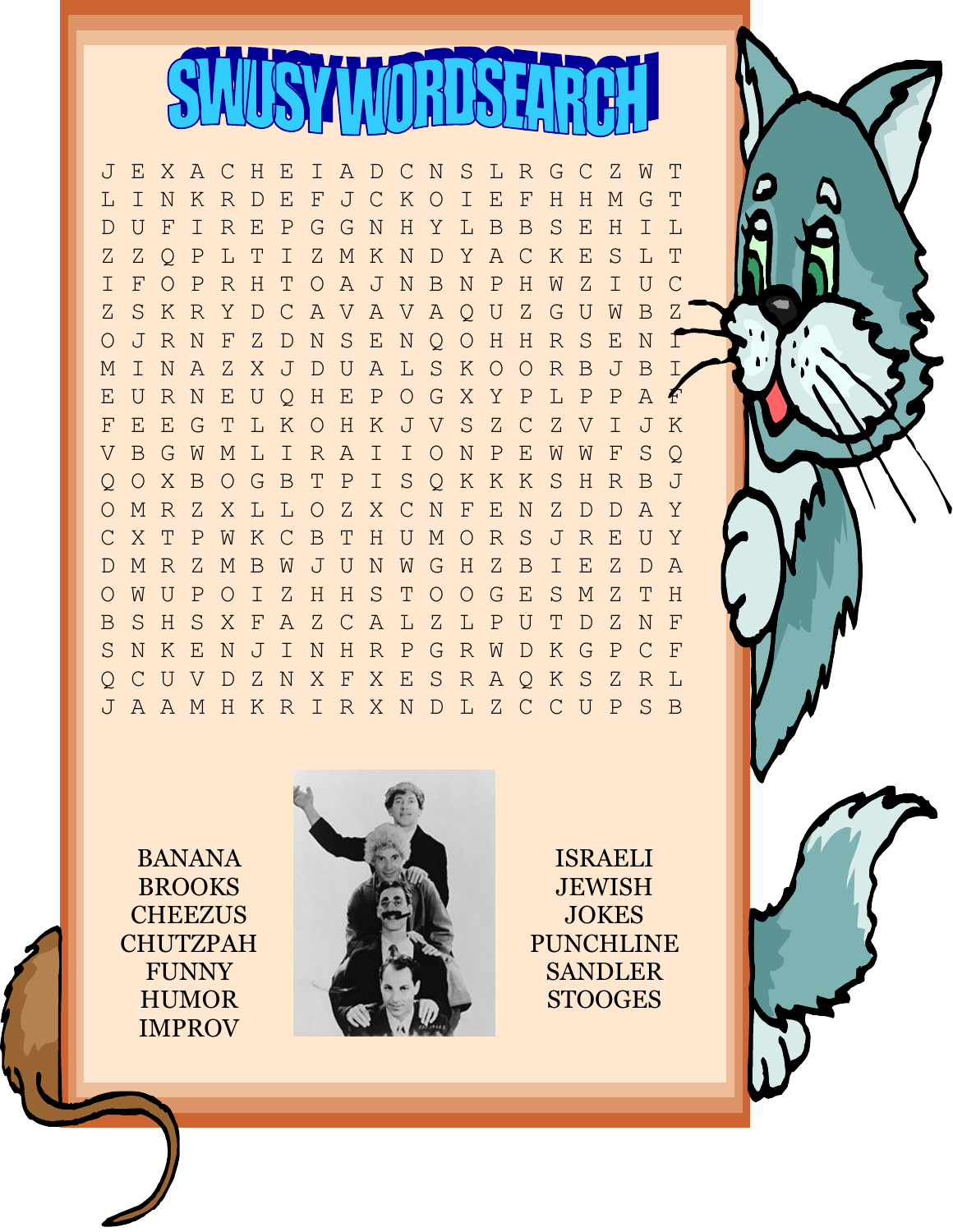# SWUSY WORDSEARCH

```
J E X A C H E I A D C N S L R G C Z W T
L I N K R D E F J C K O I E F H H M G T
D U F I R E P G G N H Y L B B S E H I L
Z Z Q P L T I Z M K N D Y A C K E S L T
I F O P R H T O A J N B N P H W Z I U C
Z S K R Y D C A V A V A Q U Z G U W B Z
O J R N F Z D N S E N Q O H H R S E N I
M I N A Z X J D U A L S K O O R B J B I
E U R N E U Q H E P O G X Y P L P P A F
F E E G T L K O H K J V S Z C Z V I J K
V B G W M L I R A I I O N P E W W F S Q
Q O X B O G B T P I S Q K K K S H R B J
O M R Z X L L O Z X C N F E N Z D D A Y
C X T P W K C B T H U M O R S J R E U Y
D M R Z M B W J U N W G H Z B I E Z D A
O W U P O I Z H H S T O O G E S M Z T H
B S H S X F A Z C A L Z L P U T D Z N F
S N K E N J I N H R P G R W D K G P C F
Q C U V D Z N X F X E S R A Q K S Z R L
J A A M H K R I R X N D L Z C C U P S B
```

BANANA
BROOKS
CHEEZUS
CHUTZPAH
FUNNY
HUMOR
IMPROV

ISRAELI
JEWISH
JOKES
PUNCHLINE
SANDLER
STOOGES